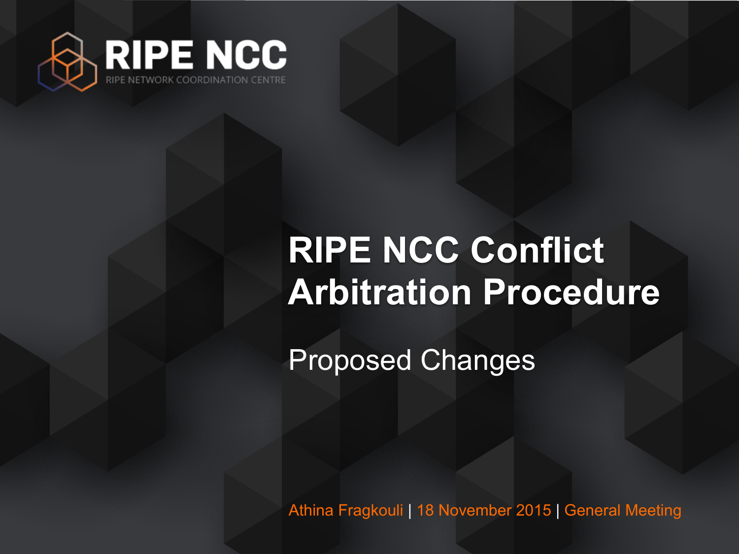RIPE NCC

RIPE NETWORK COORDINATION CENTRE

# RIPE NCC Conflict Arbitration Procedure

## Proposed Changes

Athina Fragkouli | 18 November 2015 | General Meeting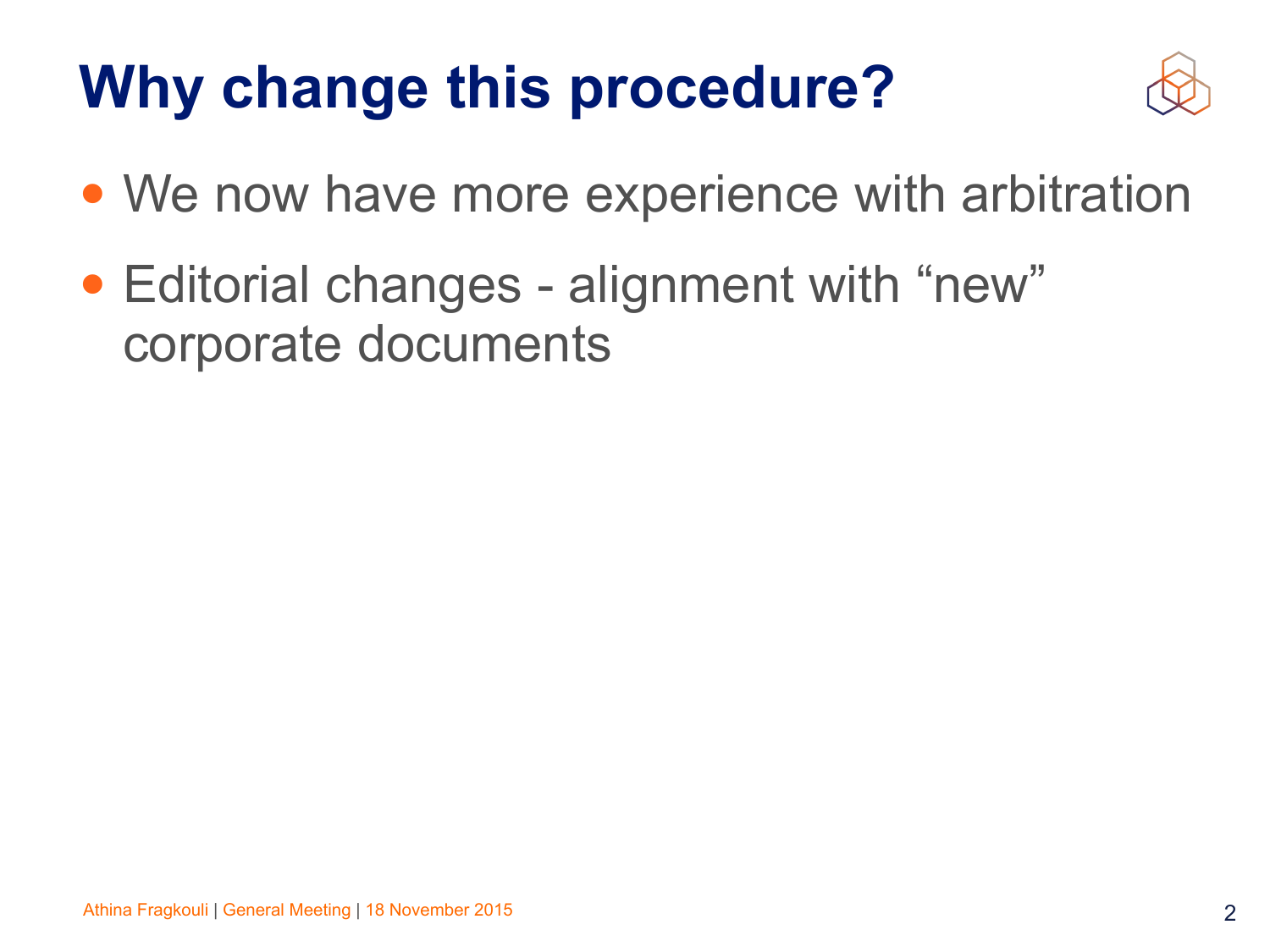# Why change this procedure?

- We now have more experience with arbitration
- Editorial changes - alignment with “new” corporate documents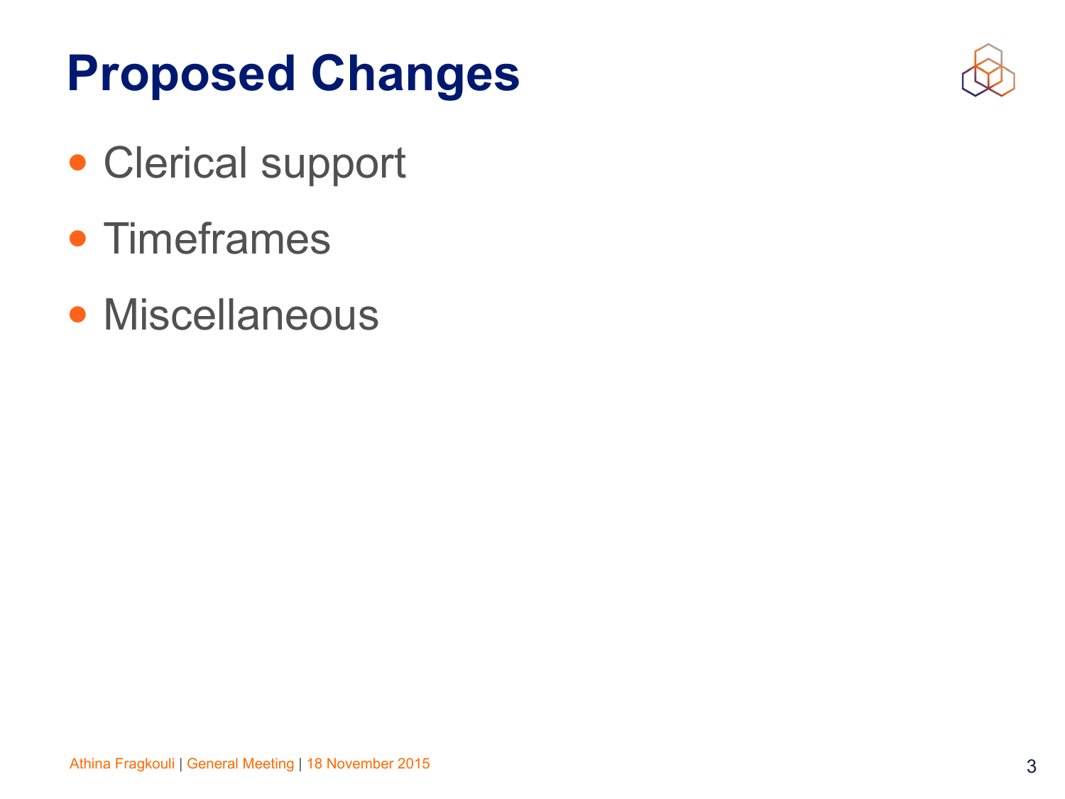# Proposed Changes

- Clerical support
- Timeframes
- Miscellaneous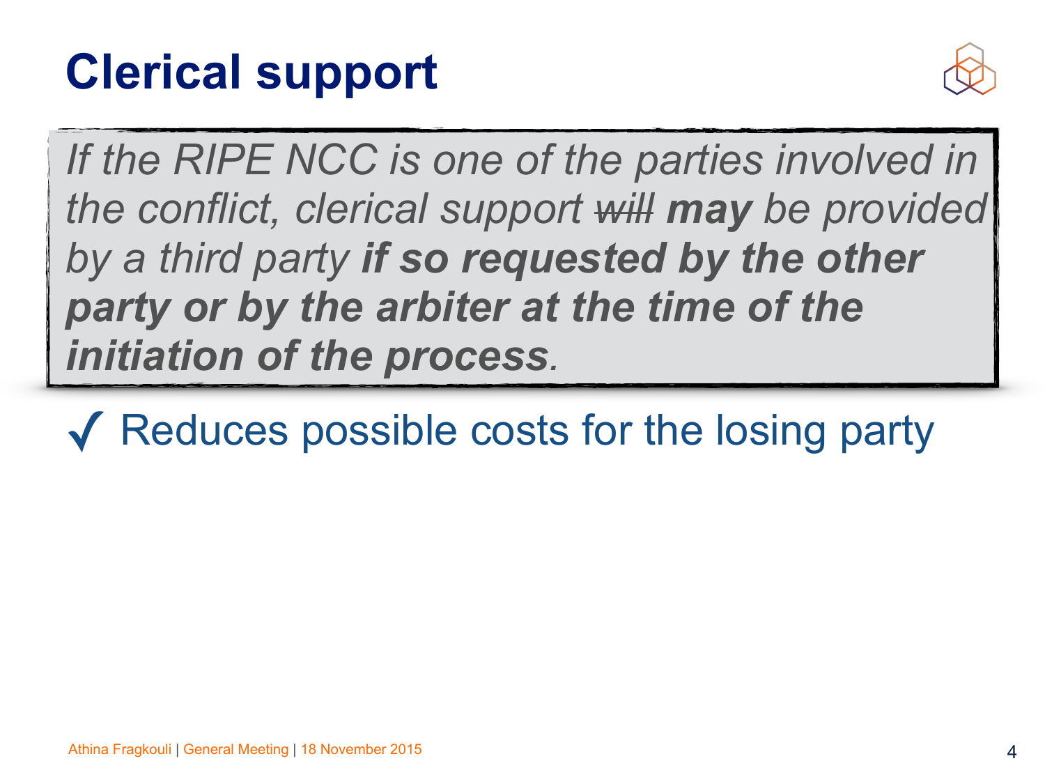# Clerical support

*If the RIPE NCC is one of the parties involved in the conflict, clerical support ~~will~~ **may** be provided by a third party **if so requested by the other party or by the arbiter at the time of the initiation of the process**.*

✓ Reduces possible costs for the losing party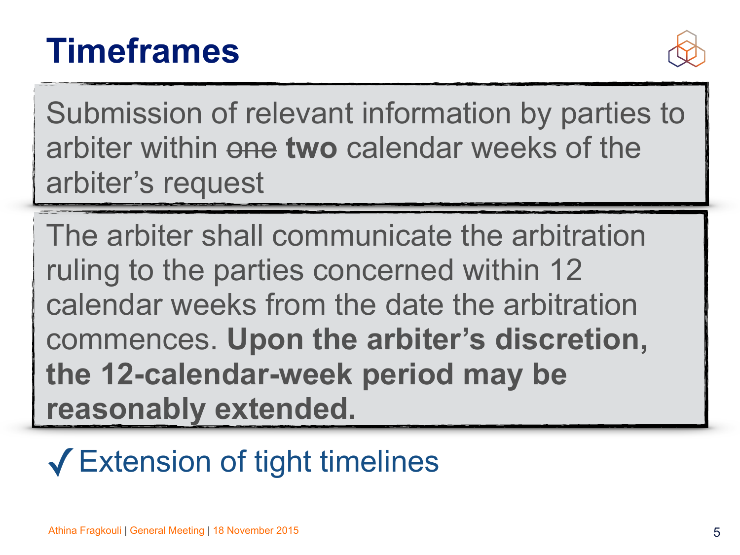# Timeframes

Submission of relevant information by parties to arbiter within ~~one~~ **two** calendar weeks of the arbiter's request

The arbiter shall communicate the arbitration ruling to the parties concerned within 12 calendar weeks from the date the arbitration commences. **Upon the arbiter's discretion, the 12-calendar-week period may be reasonably extended.**

✓ Extension of tight timelines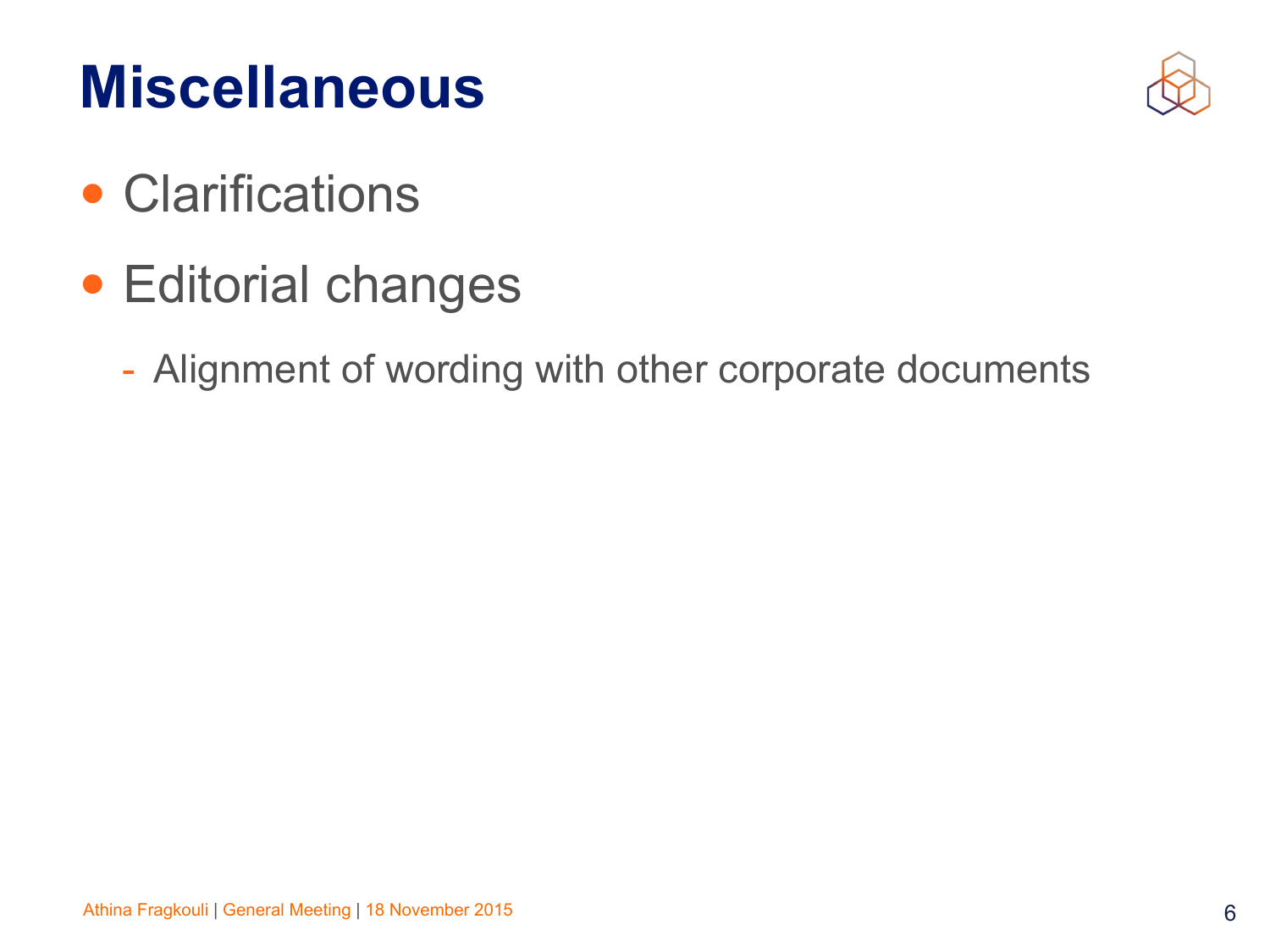# Miscellaneous

- Clarifications
- Editorial changes
  - Alignment of wording with other corporate documents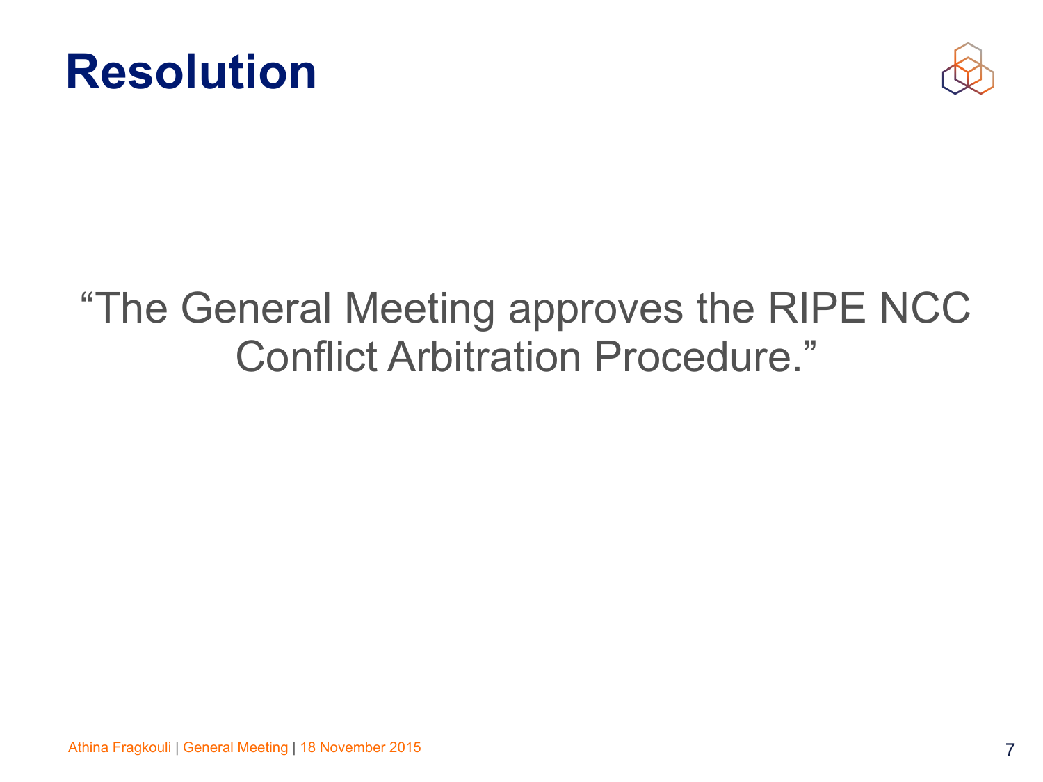# Resolution

"The General Meeting approves the RIPE NCC Conflict Arbitration Procedure."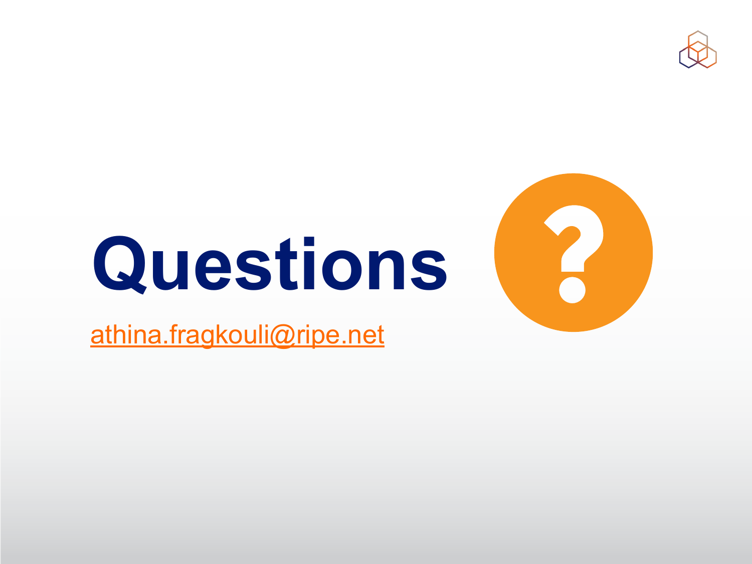# Questions

athina.fragkouli@ripe.net